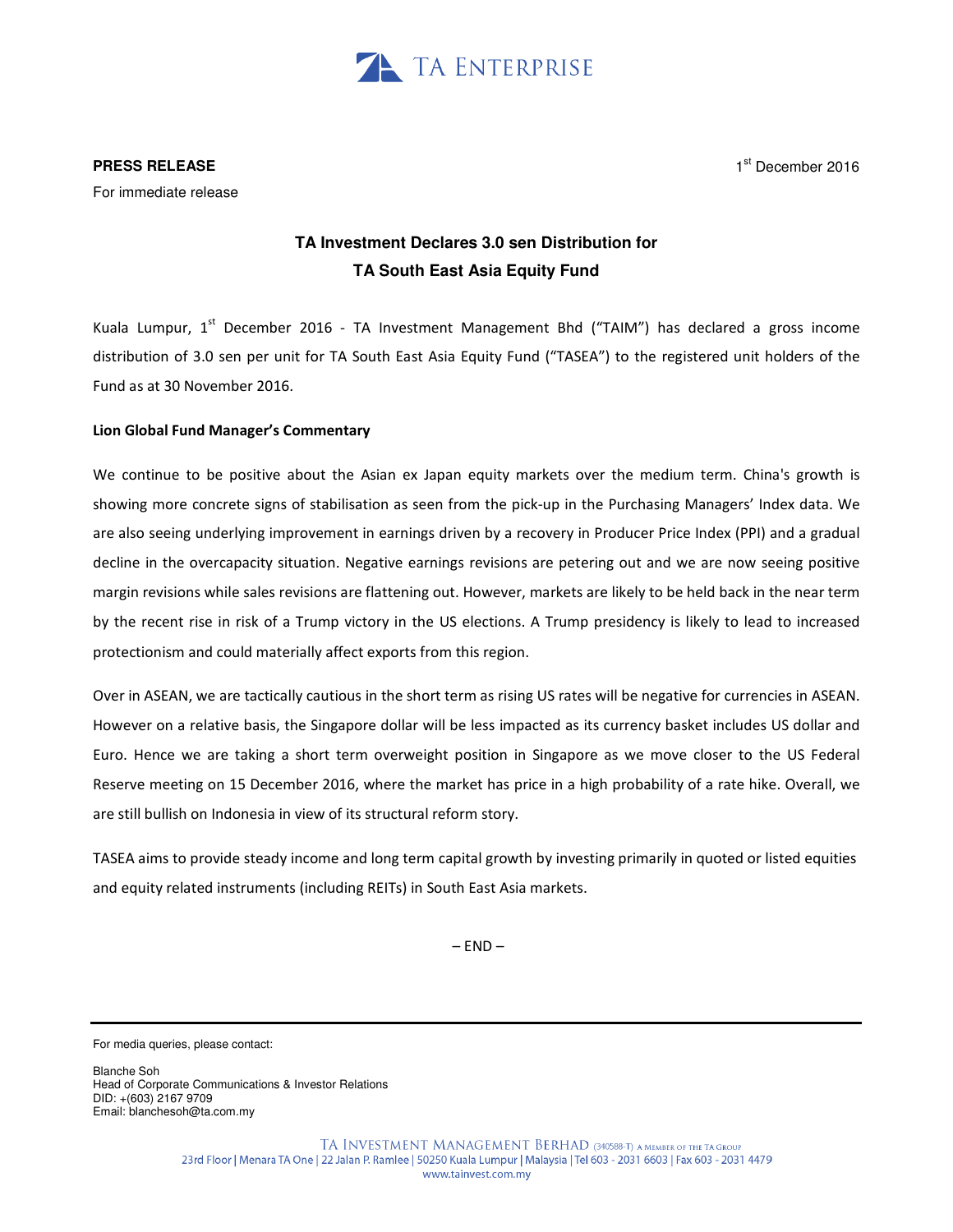TA ENTERPRISE

**PRESS RELEASE**

For immediate release

1st December 2016

## TA Investment Declares 3.0 sen Distribution for TA South East Asia Equity Fund

Kuala Lumpur, 1st December 2016 - TA Investment Management Bhd ("TAIM") has declared a gross income distribution of 3.0 sen per unit for TA South East Asia Equity Fund ("TASEA") to the registered unit holders of the Fund as at 30 November 2016.

**Lion Global Fund Manager's Commentary**

We continue to be positive about the Asian ex Japan equity markets over the medium term. China's growth is showing more concrete signs of stabilisation as seen from the pick-up in the Purchasing Managers' Index data. We are also seeing underlying improvement in earnings driven by a recovery in Producer Price Index (PPI) and a gradual decline in the overcapacity situation. Negative earnings revisions are petering out and we are now seeing positive margin revisions while sales revisions are flattening out. However, markets are likely to be held back in the near term by the recent rise in risk of a Trump victory in the US elections. A Trump presidency is likely to lead to increased protectionism and could materially affect exports from this region.

Over in ASEAN, we are tactically cautious in the short term as rising US rates will be negative for currencies in ASEAN. However on a relative basis, the Singapore dollar will be less impacted as its currency basket includes US dollar and Euro. Hence we are taking a short term overweight position in Singapore as we move closer to the US Federal Reserve meeting on 15 December 2016, where the market has price in a high probability of a rate hike. Overall, we are still bullish on Indonesia in view of its structural reform story.

TASEA aims to provide steady income and long term capital growth by investing primarily in quoted or listed equities and equity related instruments (including REITs) in South East Asia markets.

– END –

---

For media queries, please contact:

Blanche Soh
Head of Corporate Communications & Investor Relations
DID: +(603) 2167 9709
Email: blanchesoh@ta.com.my

TA INVESTMENT MANAGEMENT BERHAD (340588-T) A MEMBER OF THE TA GROUP
23rd Floor | Menara TA One | 22 Jalan P. Ramlee | 50250 Kuala Lumpur | Malaysia | Tel 603 - 2031 6603 | Fax 603 - 2031 4479
www.tainvest.com.my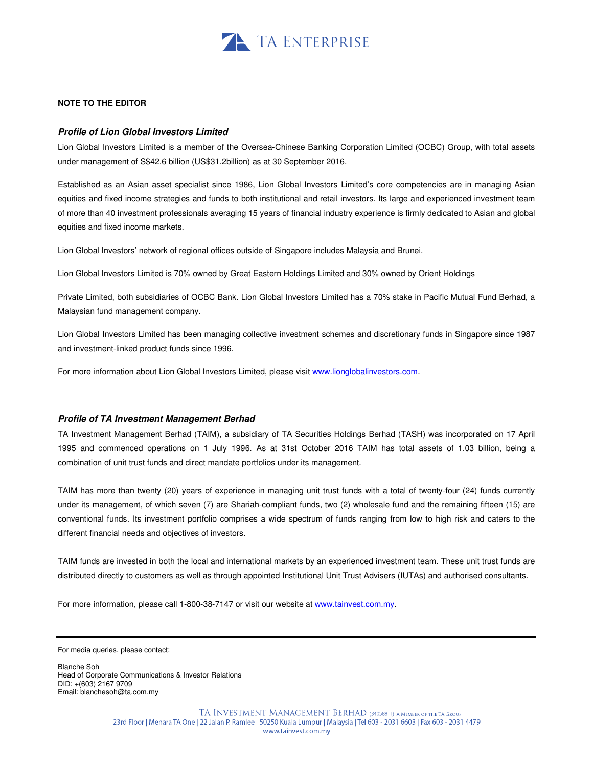**NOTE TO THE EDITOR**

***Profile of Lion Global Investors Limited***

Lion Global Investors Limited is a member of the Oversea-Chinese Banking Corporation Limited (OCBC) Group, with total assets under management of S$42.6 billion (US$31.2billion) as at 30 September 2016.

Established as an Asian asset specialist since 1986, Lion Global Investors Limited's core competencies are in managing Asian equities and fixed income strategies and funds to both institutional and retail investors. Its large and experienced investment team of more than 40 investment professionals averaging 15 years of financial industry experience is firmly dedicated to Asian and global equities and fixed income markets.

Lion Global Investors' network of regional offices outside of Singapore includes Malaysia and Brunei.

Lion Global Investors Limited is 70% owned by Great Eastern Holdings Limited and 30% owned by Orient Holdings

Private Limited, both subsidiaries of OCBC Bank. Lion Global Investors Limited has a 70% stake in Pacific Mutual Fund Berhad, a Malaysian fund management company.

Lion Global Investors Limited has been managing collective investment schemes and discretionary funds in Singapore since 1987 and investment-linked product funds since 1996.

For more information about Lion Global Investors Limited, please visit www.lionglobalinvestors.com.

***Profile of TA Investment Management Berhad***

TA Investment Management Berhad (TAIM), a subsidiary of TA Securities Holdings Berhad (TASH) was incorporated on 17 April 1995 and commenced operations on 1 July 1996. As at 31st October 2016 TAIM has total assets of 1.03 billion, being a combination of unit trust funds and direct mandate portfolios under its management.

TAIM has more than twenty (20) years of experience in managing unit trust funds with a total of twenty-four (24) funds currently under its management, of which seven (7) are Shariah-compliant funds, two (2) wholesale fund and the remaining fifteen (15) are conventional funds. Its investment portfolio comprises a wide spectrum of funds ranging from low to high risk and caters to the different financial needs and objectives of investors.

TAIM funds are invested in both the local and international markets by an experienced investment team. These unit trust funds are distributed directly to customers as well as through appointed Institutional Unit Trust Advisers (IUTAs) and authorised consultants.

For more information, please call 1-800-38-7147 or visit our website at www.tainvest.com.my.

---

For media queries, please contact:

Blanche Soh
Head of Corporate Communications & Investor Relations
DID: +(603) 2167 9709
Email: blanchesoh@ta.com.my